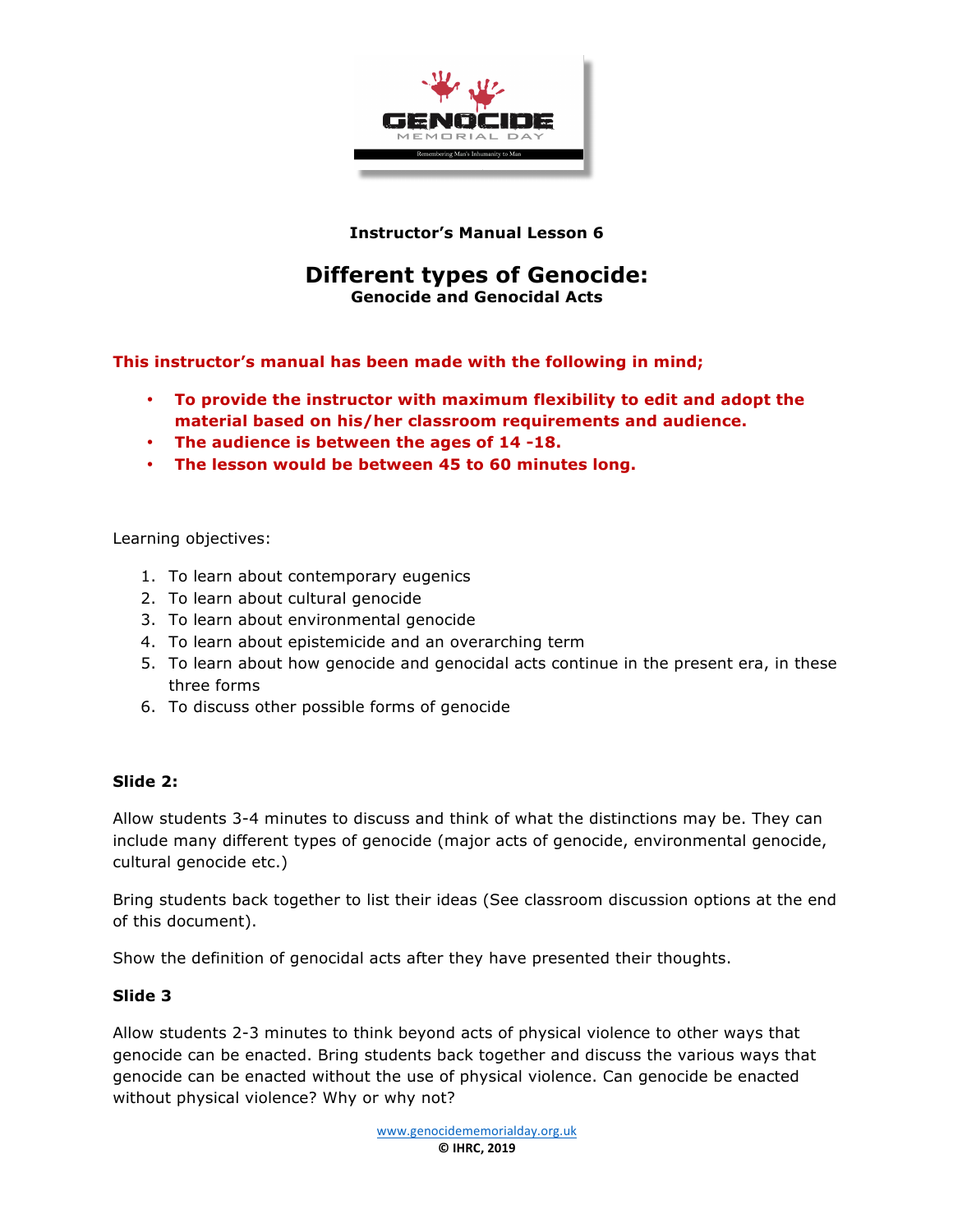**Instructor's Manual Lesson 6**

# Different types of Genocide:
## Genocide and Genocidal Acts

**This instructor's manual has been made with the following in mind;**

- **To provide the instructor with maximum flexibility to edit and adopt the material based on his/her classroom requirements and audience.**
- **The audience is between the ages of 14 -18.**
- **The lesson would be between 45 to 60 minutes long.**

Learning objectives:

1. To learn about contemporary eugenics
2. To learn about cultural genocide
3. To learn about environmental genocide
4. To learn about epistemicide and an overarching term
5. To learn about how genocide and genocidal acts continue in the present era, in these three forms
6. To discuss other possible forms of genocide

**Slide 2:**

Allow students 3-4 minutes to discuss and think of what the distinctions may be. They can include many different types of genocide (major acts of genocide, environmental genocide, cultural genocide etc.)

Bring students back together to list their ideas (See classroom discussion options at the end of this document).

Show the definition of genocidal acts after they have presented their thoughts.

**Slide 3**

Allow students 2-3 minutes to think beyond acts of physical violence to other ways that genocide can be enacted. Bring students back together and discuss the various ways that genocide can be enacted without the use of physical violence. Can genocide be enacted without physical violence? Why or why not?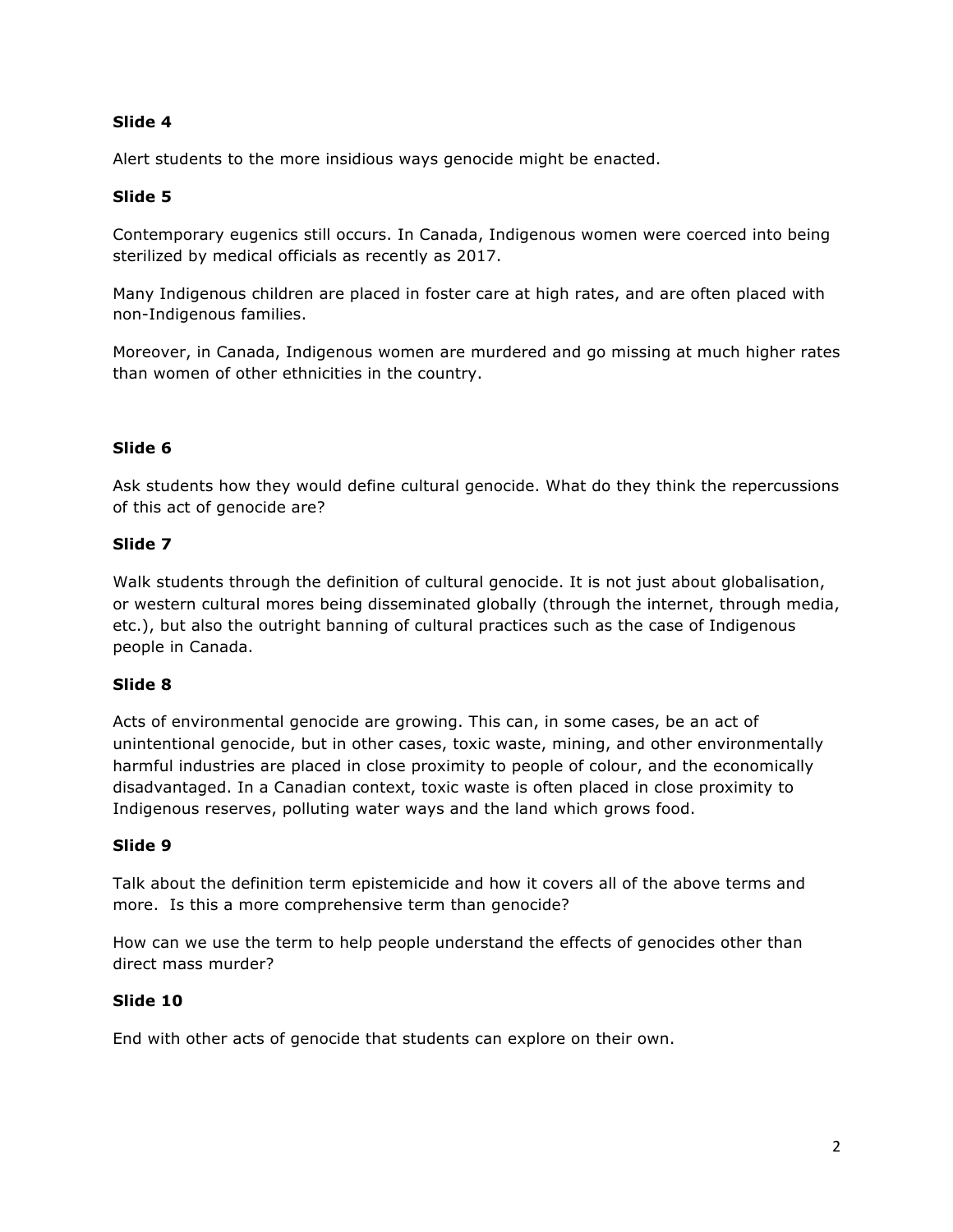**Slide 4**

Alert students to the more insidious ways genocide might be enacted.

**Slide 5**

Contemporary eugenics still occurs. In Canada, Indigenous women were coerced into being sterilized by medical officials as recently as 2017.

Many Indigenous children are placed in foster care at high rates, and are often placed with non-Indigenous families.

Moreover, in Canada, Indigenous women are murdered and go missing at much higher rates than women of other ethnicities in the country.

**Slide 6**

Ask students how they would define cultural genocide. What do they think the repercussions of this act of genocide are?

**Slide 7**

Walk students through the definition of cultural genocide. It is not just about globalisation, or western cultural mores being disseminated globally (through the internet, through media, etc.), but also the outright banning of cultural practices such as the case of Indigenous people in Canada.

**Slide 8**

Acts of environmental genocide are growing. This can, in some cases, be an act of unintentional genocide, but in other cases, toxic waste, mining, and other environmentally harmful industries are placed in close proximity to people of colour, and the economically disadvantaged. In a Canadian context, toxic waste is often placed in close proximity to Indigenous reserves, polluting water ways and the land which grows food.

**Slide 9**

Talk about the definition term epistemicide and how it covers all of the above terms and more. Is this a more comprehensive term than genocide?

How can we use the term to help people understand the effects of genocides other than direct mass murder?

**Slide 10**

End with other acts of genocide that students can explore on their own.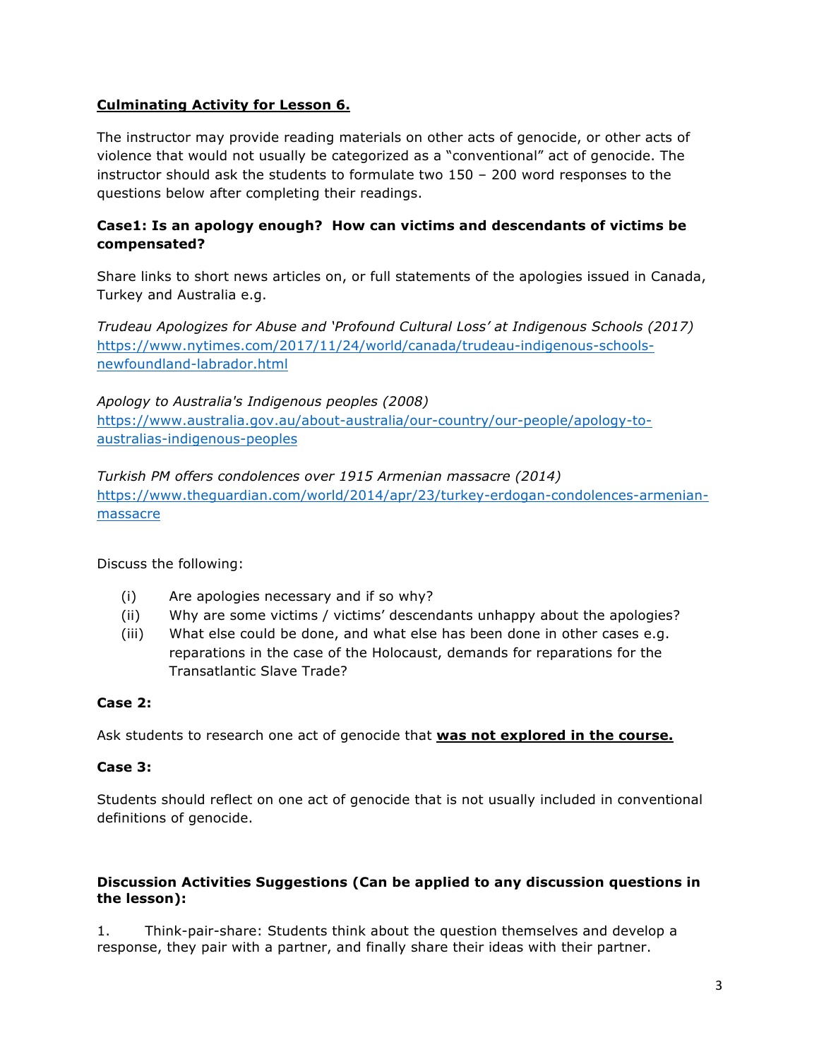**<u>Culminating Activity for Lesson 6.</u>**

The instructor may provide reading materials on other acts of genocide, or other acts of violence that would not usually be categorized as a "conventional" act of genocide. The instructor should ask the students to formulate two 150 – 200 word responses to the questions below after completing their readings.

**Case1: Is an apology enough? How can victims and descendants of victims be compensated?**

Share links to short news articles on, or full statements of the apologies issued in Canada, Turkey and Australia e.g.

*Trudeau Apologizes for Abuse and 'Profound Cultural Loss' at Indigenous Schools (2017)*
https://www.nytimes.com/2017/11/24/world/canada/trudeau-indigenous-schools-newfoundland-labrador.html

*Apology to Australia's Indigenous peoples (2008)*
https://www.australia.gov.au/about-australia/our-country/our-people/apology-to-australias-indigenous-peoples

*Turkish PM offers condolences over 1915 Armenian massacre (2014)*
https://www.theguardian.com/world/2014/apr/23/turkey-erdogan-condolences-armenian-massacre

Discuss the following:

(i) Are apologies necessary and if so why?
(ii) Why are some victims / victims' descendants unhappy about the apologies?
(iii) What else could be done, and what else has been done in other cases e.g. reparations in the case of the Holocaust, demands for reparations for the Transatlantic Slave Trade?

**Case 2:**

Ask students to research one act of genocide that **<u>was not explored in the course.</u>**

**Case 3:**

Students should reflect on one act of genocide that is not usually included in conventional definitions of genocide.

**Discussion Activities Suggestions (Can be applied to any discussion questions in the lesson):**

1. Think-pair-share: Students think about the question themselves and develop a response, they pair with a partner, and finally share their ideas with their partner.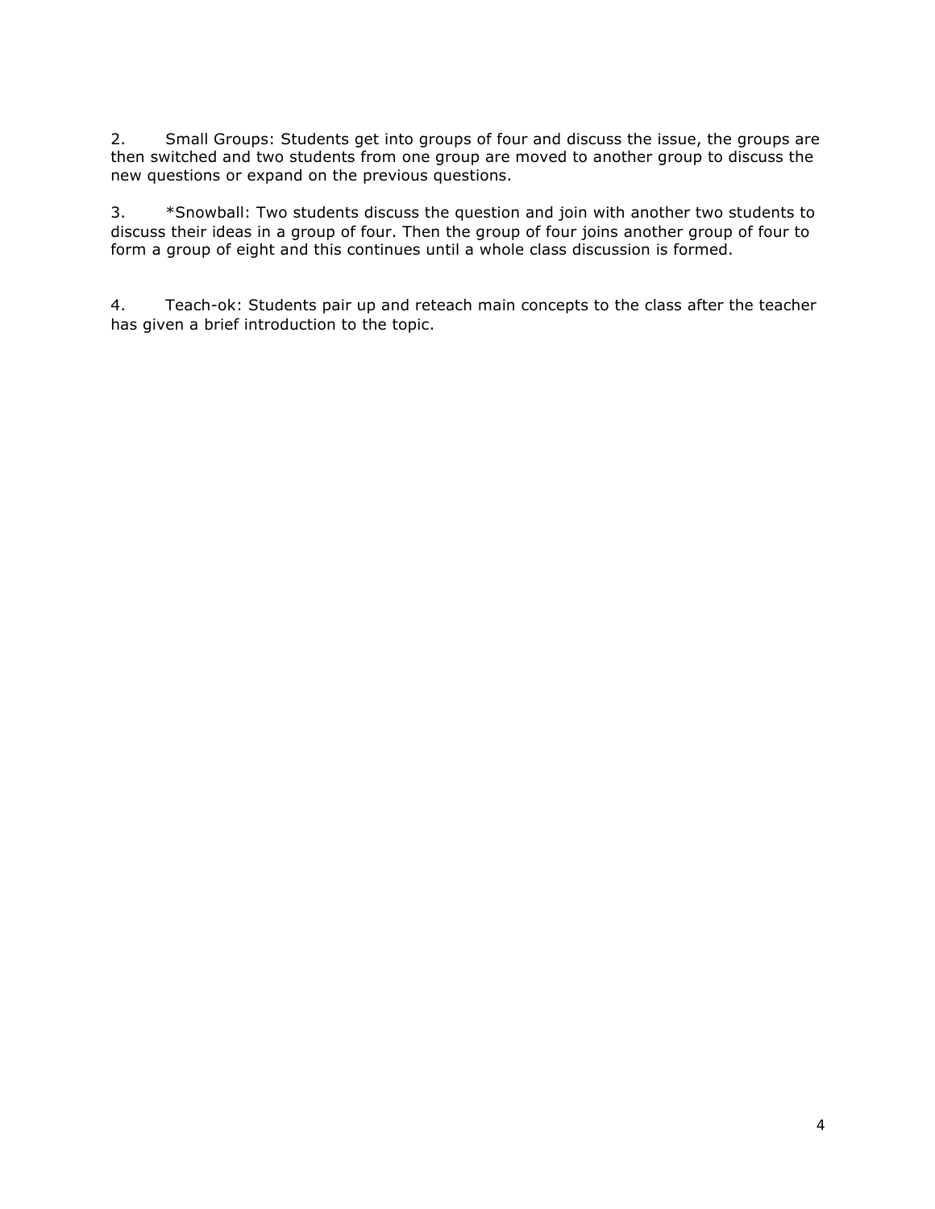2. Small Groups: Students get into groups of four and discuss the issue, the groups are then switched and two students from one group are moved to another group to discuss the new questions or expand on the previous questions.

3. *Snowball: Two students discuss the question and join with another two students to discuss their ideas in a group of four. Then the group of four joins another group of four to form a group of eight and this continues until a whole class discussion is formed.

4. Teach-ok: Students pair up and reteach main concepts to the class after the teacher has given a brief introduction to the topic.